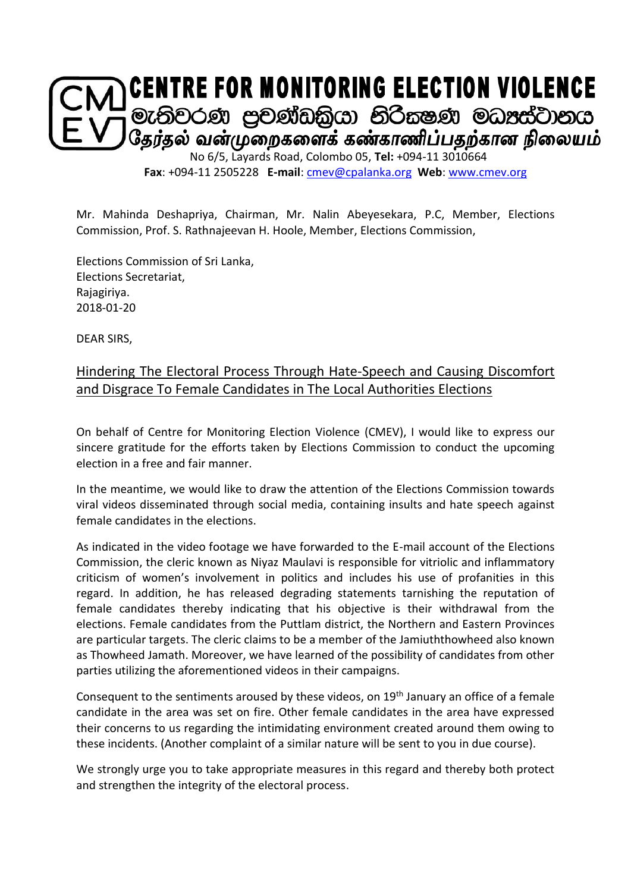# CENTRE FOR MONITORING ELECTION VIOLENCE

මැතිවරණ ප්‍රචණ්ඩත්වය නිරීක්ෂණ මධ්‍යස්ථානය

தேர்தல் வன்முறைகளைக் கண்காணிப்பதற்கான நிலையம்

No 6/5, Layards Road, Colombo 05, **Tel:** +094-11 3010664
**Fax**: +094-11 2505228 **E-mail**: cmev@cpalanka.org **Web**: www.cmev.org

Mr. Mahinda Deshapriya, Chairman, Mr. Nalin Abeyesekara, P.C, Member, Elections Commission, Prof. S. Rathnajeevan H. Hoole, Member, Elections Commission,

Elections Commission of Sri Lanka,
Elections Secretariat,
Rajagiriya.
2018-01-20

DEAR SIRS,

## Hindering The Electoral Process Through Hate-Speech and Causing Discomfort and Disgrace To Female Candidates in The Local Authorities Elections

On behalf of Centre for Monitoring Election Violence (CMEV), I would like to express our sincere gratitude for the efforts taken by Elections Commission to conduct the upcoming election in a free and fair manner.

In the meantime, we would like to draw the attention of the Elections Commission towards viral videos disseminated through social media, containing insults and hate speech against female candidates in the elections.

As indicated in the video footage we have forwarded to the E-mail account of the Elections Commission, the cleric known as Niyaz Maulavi is responsible for vitriolic and inflammatory criticism of women's involvement in politics and includes his use of profanities in this regard. In addition, he has released degrading statements tarnishing the reputation of female candidates thereby indicating that his objective is their withdrawal from the elections. Female candidates from the Puttlam district, the Northern and Eastern Provinces are particular targets. The cleric claims to be a member of the Jamiuththowheed also known as Thowheed Jamath. Moreover, we have learned of the possibility of candidates from other parties utilizing the aforementioned videos in their campaigns.

Consequent to the sentiments aroused by these videos, on 19th January an office of a female candidate in the area was set on fire. Other female candidates in the area have expressed their concerns to us regarding the intimidating environment created around them owing to these incidents. (Another complaint of a similar nature will be sent to you in due course).

We strongly urge you to take appropriate measures in this regard and thereby both protect and strengthen the integrity of the electoral process.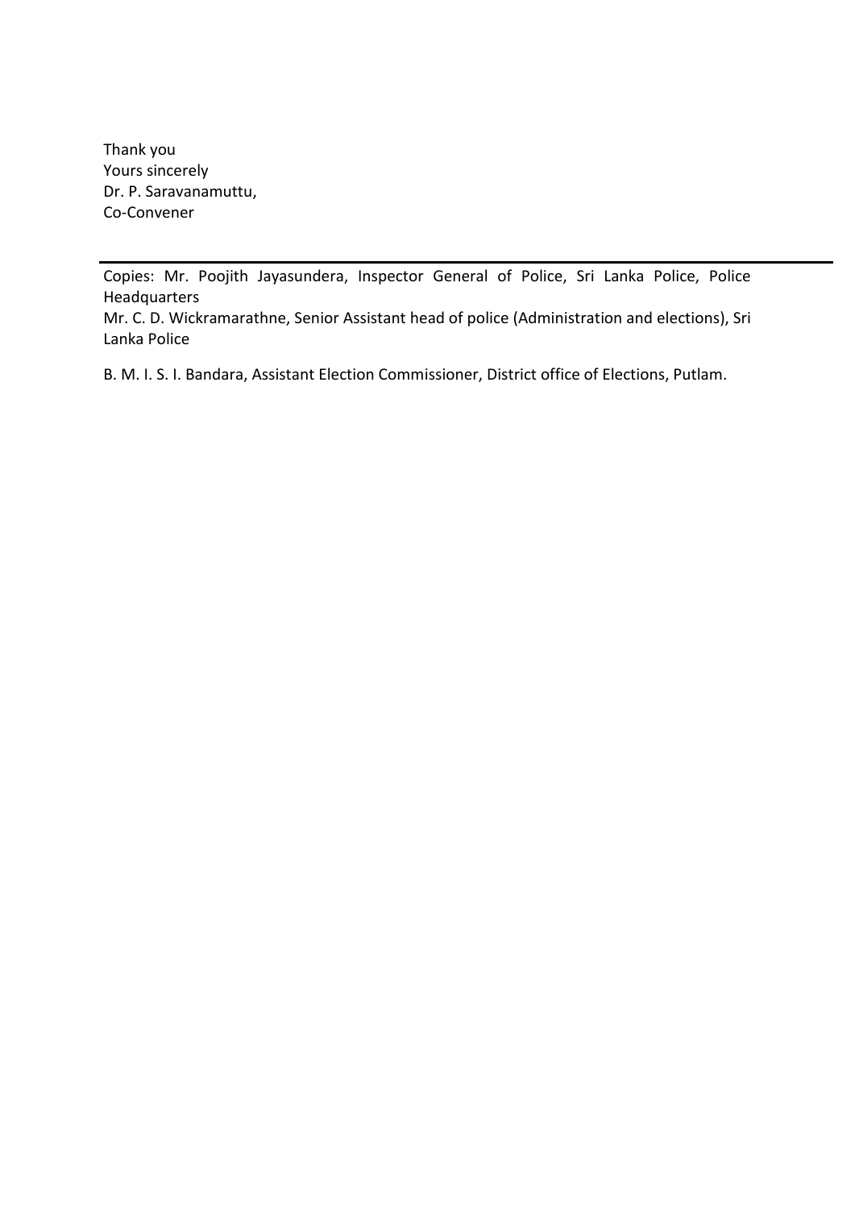Thank you
Yours sincerely
Dr. P. Saravanamuttu,
Co-Convener

---

Copies: Mr. Poojith Jayasundera, Inspector General of Police, Sri Lanka Police, Police Headquarters
Mr. C. D. Wickramarathne, Senior Assistant head of police (Administration and elections), Sri Lanka Police

B. M. I. S. I. Bandara, Assistant Election Commissioner, District office of Elections, Putlam.